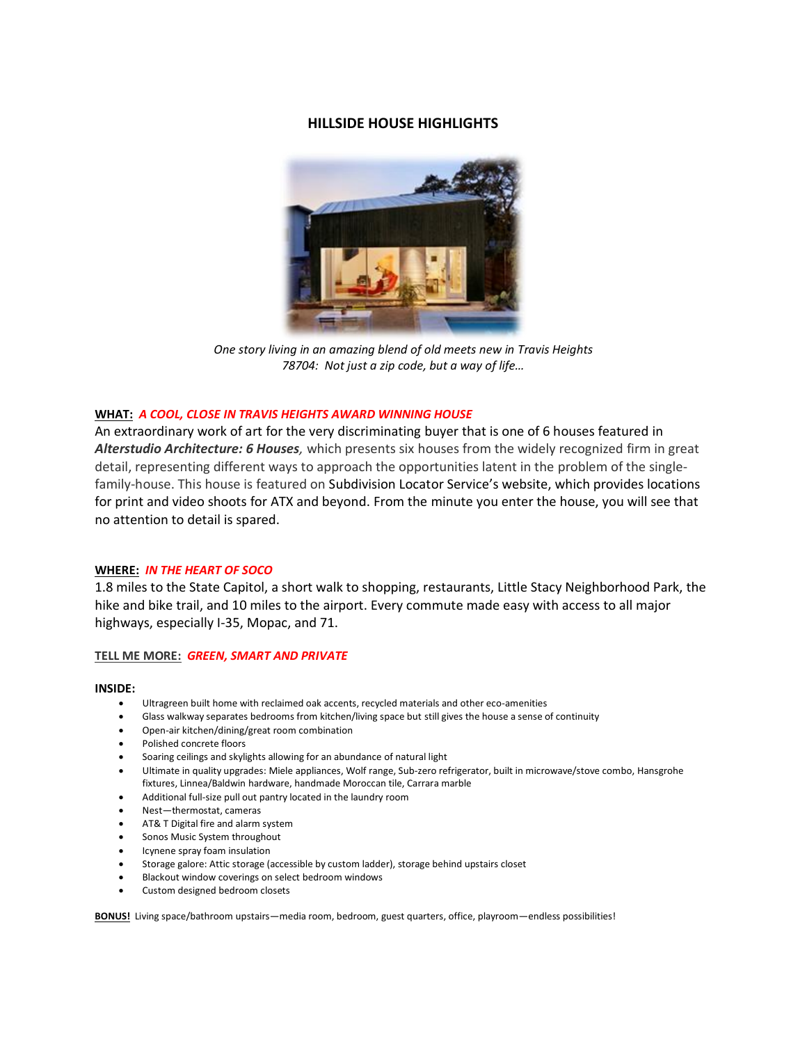# HILLSIDE HOUSE HIGHLIGHTS

*One story living in an amazing blend of old meets new in Travis Heights*
*78704: Not just a zip code, but a way of life…*

**WHAT:** ***A COOL, CLOSE IN TRAVIS HEIGHTS AWARD WINNING HOUSE***

An extraordinary work of art for the very discriminating buyer that is one of 6 houses featured in ***Alterstudio Architecture: 6 Houses****,* which presents six houses from the widely recognized firm in great detail, representing different ways to approach the opportunities latent in the problem of the single-family-house. This house is featured on Subdivision Locator Service's website, which provides locations for print and video shoots for ATX and beyond. From the minute you enter the house, you will see that no attention to detail is spared.

**WHERE:** ***IN THE HEART OF SOCO***

1.8 miles to the State Capitol, a short walk to shopping, restaurants, Little Stacy Neighborhood Park, the hike and bike trail, and 10 miles to the airport. Every commute made easy with access to all major highways, especially I-35, Mopac, and 71.

**TELL ME MORE:** ***GREEN, SMART AND PRIVATE***

**INSIDE:**

- Ultragreen built home with reclaimed oak accents, recycled materials and other eco-amenities
- Glass walkway separates bedrooms from kitchen/living space but still gives the house a sense of continuity
- Open-air kitchen/dining/great room combination
- Polished concrete floors
- Soaring ceilings and skylights allowing for an abundance of natural light
- Ultimate in quality upgrades: Miele appliances, Wolf range, Sub-zero refrigerator, built in microwave/stove combo, Hansgrohe fixtures, Linnea/Baldwin hardware, handmade Moroccan tile, Carrara marble
- Additional full-size pull out pantry located in the laundry room
- Nest—thermostat, cameras
- AT& T Digital fire and alarm system
- Sonos Music System throughout
- Icynene spray foam insulation
- Storage galore: Attic storage (accessible by custom ladder), storage behind upstairs closet
- Blackout window coverings on select bedroom windows
- Custom designed bedroom closets

**BONUS!** Living space/bathroom upstairs—media room, bedroom, guest quarters, office, playroom—endless possibilities!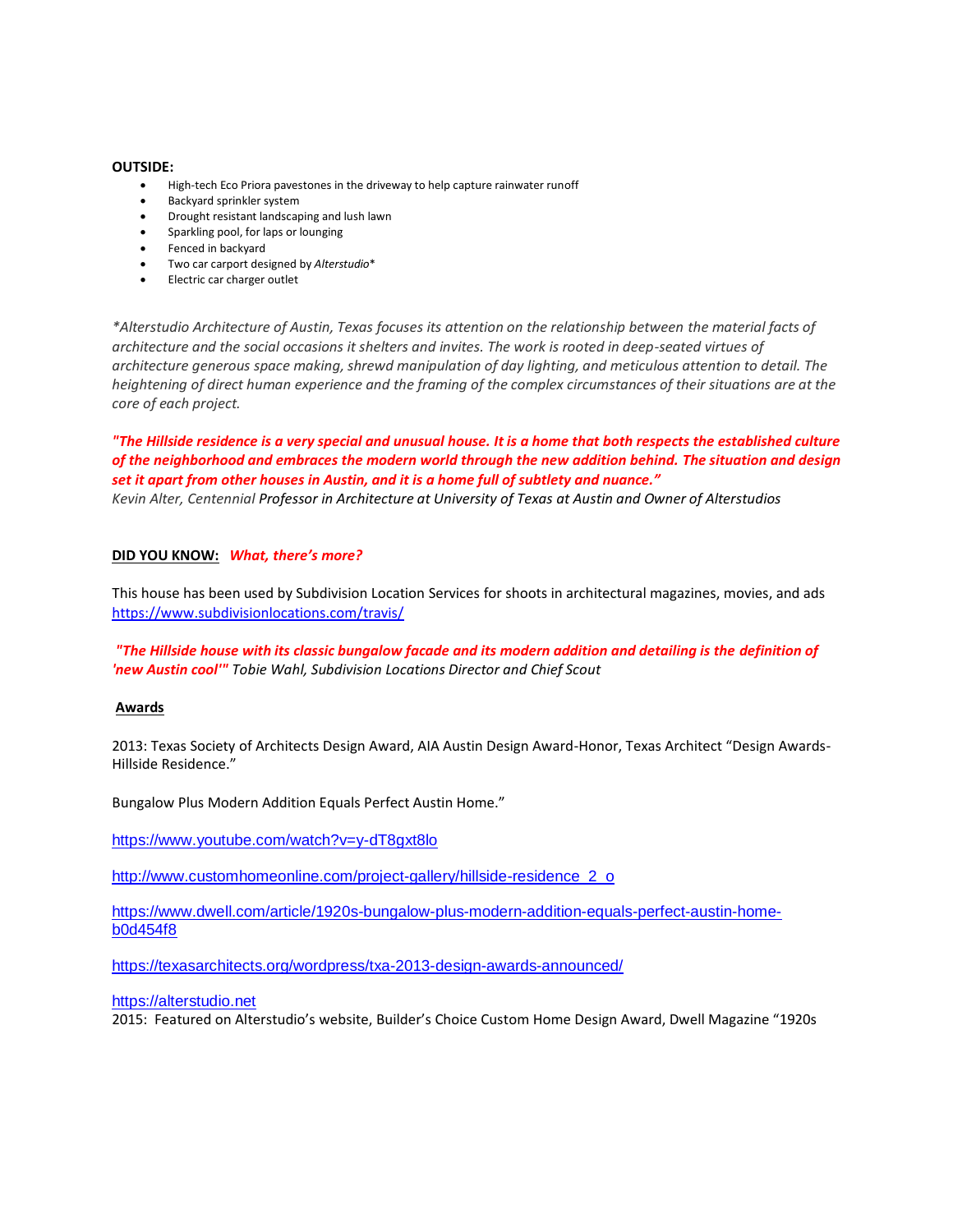**OUTSIDE:**

- High-tech Eco Priora pavestones in the driveway to help capture rainwater runoff
- Backyard sprinkler system
- Drought resistant landscaping and lush lawn
- Sparkling pool, for laps or lounging
- Fenced in backyard
- Two car carport designed by *Alterstudio**
- Electric car charger outlet

*\*Alterstudio Architecture of Austin, Texas focuses its attention on the relationship between the material facts of architecture and the social occasions it shelters and invites. The work is rooted in deep-seated virtues of architecture generous space making, shrewd manipulation of day lighting, and meticulous attention to detail. The heightening of direct human experience and the framing of the complex circumstances of their situations are at the core of each project.*

***"The Hillside residence is a very special and unusual house. It is a home that both respects the established culture of the neighborhood and embraces the modern world through the new addition behind. The situation and design set it apart from other houses in Austin, and it is a home full of subtlety and nuance."***
*Kevin Alter, Centennial Professor in Architecture at University of Texas at Austin and Owner of Alterstudios*

**DID YOU KNOW:** ***What, there's more?***

This house has been used by Subdivision Location Services for shoots in architectural magazines, movies, and ads https://www.subdivisionlocations.com/travis/

***"The Hillside house with its classic bungalow facade and its modern addition and detailing is the definition of 'new Austin cool'"*** *Tobie Wahl, Subdivision Locations Director and Chief Scout*

**Awards**

2013: Texas Society of Architects Design Award, AIA Austin Design Award-Honor, Texas Architect "Design Awards-Hillside Residence."

Bungalow Plus Modern Addition Equals Perfect Austin Home."

https://www.youtube.com/watch?v=y-dT8gxt8lo

http://www.customhomeonline.com/project-gallery/hillside-residence_2_o

https://www.dwell.com/article/1920s-bungalow-plus-modern-addition-equals-perfect-austin-home-b0d454f8

https://texasarchitects.org/wordpress/txa-2013-design-awards-announced/

https://alterstudio.net
2015: Featured on Alterstudio's website, Builder's Choice Custom Home Design Award, Dwell Magazine "1920s